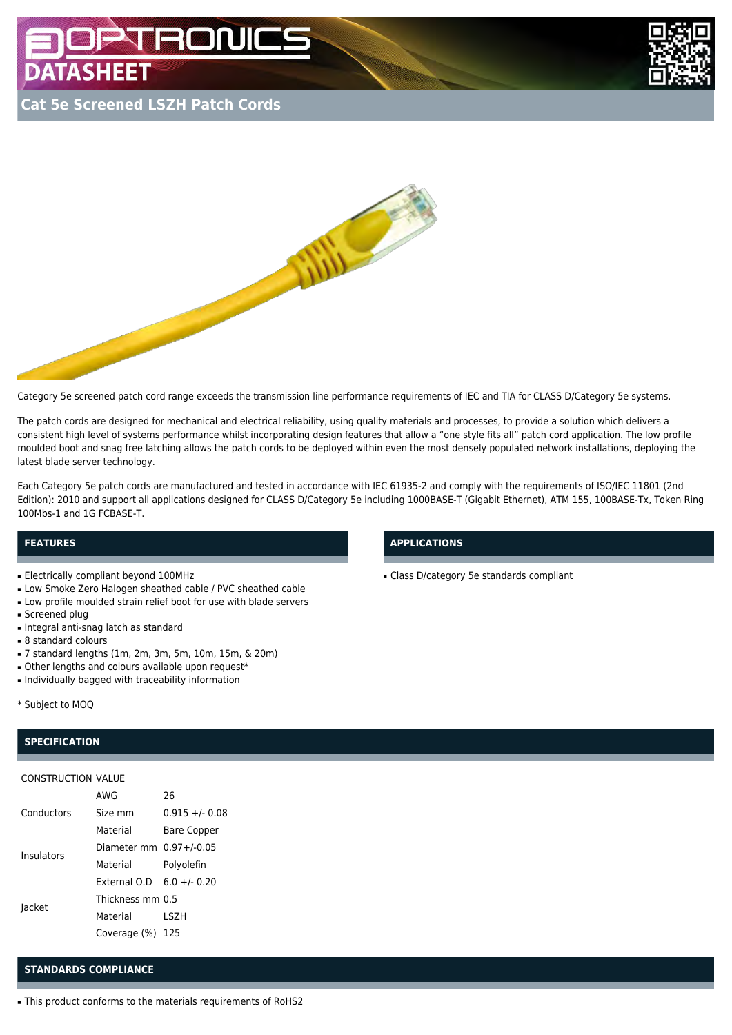# OPTRONICS DATASHEET

## Cat 5e Screened LSZH Patch Cords

Category 5e screened patch cord range exceeds the transmission line performance requirements of IEC and TIA for CLASS D/Category 5e systems.

The patch cords are designed for mechanical and electrical reliability, using quality materials and processes, to provide a solution which delivers a consistent high level of systems performance whilst incorporating design features that allow a “one style fits all” patch cord application. The low profile moulded boot and snag free latching allows the patch cords to be deployed within even the most densely populated network installations, deploying the latest blade server technology.

Each Category 5e patch cords are manufactured and tested in accordance with IEC 61935-2 and comply with the requirements of ISO/IEC 11801 (2nd Edition): 2010 and support all applications designed for CLASS D/Category 5e including 1000BASE-T (Gigabit Ethernet), ATM 155, 100BASE-Tx, Token Ring 100Mbs-1 and 1G FCBASE-T.

### FEATURES

- Electrically compliant beyond 100MHz
- Low Smoke Zero Halogen sheathed cable / PVC sheathed cable
- Low profile moulded strain relief boot for use with blade servers
- Screened plug
- Integral anti-snag latch as standard
- 8 standard colours
- 7 standard lengths (1m, 2m, 3m, 5m, 10m, 15m, & 20m)
- Other lengths and colours available upon request*
- Individually bagged with traceability information

* Subject to MOQ

### APPLICATIONS

- Class D/category 5e standards compliant

### SPECIFICATION

| CONSTRUCTION | VALUE | |
|---|---|---|
| Conductors | AWG | 26 |
| | Size mm | 0.915 +/- 0.08 |
| | Material | Bare Copper |
| Insulators | Diameter mm | 0.97+/-0.05 |
| | Material | Polyolefin |
| Jacket | External O.D | 6.0 +/- 0.20 |
| | Thickness mm | 0.5 |
| | Material | LSZH |
| | Coverage (%) | 125 |

### STANDARDS COMPLIANCE

- This product conforms to the materials requirements of RoHS2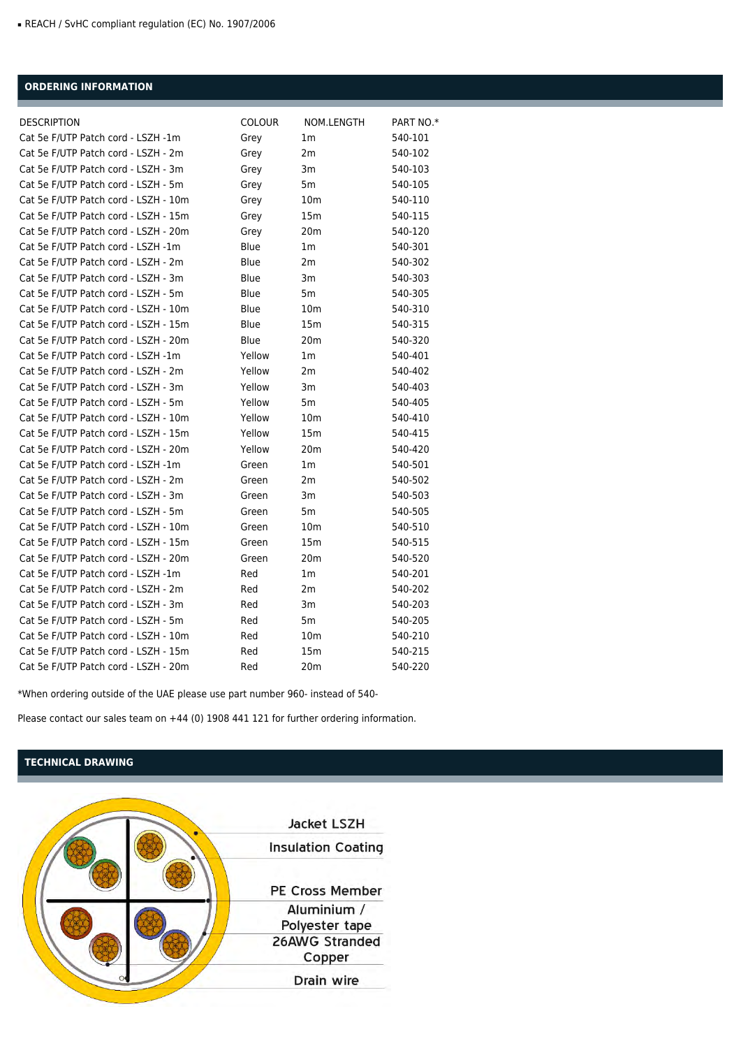- REACH / SvHC compliant regulation (EC) No. 1907/2006

## ORDERING INFORMATION

| DESCRIPTION | COLOUR | NOM.LENGTH | PART NO.* |
|---|---|---|---|
| Cat 5e F/UTP Patch cord - LSZH -1m | Grey | 1m | 540-101 |
| Cat 5e F/UTP Patch cord - LSZH - 2m | Grey | 2m | 540-102 |
| Cat 5e F/UTP Patch cord - LSZH - 3m | Grey | 3m | 540-103 |
| Cat 5e F/UTP Patch cord - LSZH - 5m | Grey | 5m | 540-105 |
| Cat 5e F/UTP Patch cord - LSZH - 10m | Grey | 10m | 540-110 |
| Cat 5e F/UTP Patch cord - LSZH - 15m | Grey | 15m | 540-115 |
| Cat 5e F/UTP Patch cord - LSZH - 20m | Grey | 20m | 540-120 |
| Cat 5e F/UTP Patch cord - LSZH -1m | Blue | 1m | 540-301 |
| Cat 5e F/UTP Patch cord - LSZH - 2m | Blue | 2m | 540-302 |
| Cat 5e F/UTP Patch cord - LSZH - 3m | Blue | 3m | 540-303 |
| Cat 5e F/UTP Patch cord - LSZH - 5m | Blue | 5m | 540-305 |
| Cat 5e F/UTP Patch cord - LSZH - 10m | Blue | 10m | 540-310 |
| Cat 5e F/UTP Patch cord - LSZH - 15m | Blue | 15m | 540-315 |
| Cat 5e F/UTP Patch cord - LSZH - 20m | Blue | 20m | 540-320 |
| Cat 5e F/UTP Patch cord - LSZH -1m | Yellow | 1m | 540-401 |
| Cat 5e F/UTP Patch cord - LSZH - 2m | Yellow | 2m | 540-402 |
| Cat 5e F/UTP Patch cord - LSZH - 3m | Yellow | 3m | 540-403 |
| Cat 5e F/UTP Patch cord - LSZH - 5m | Yellow | 5m | 540-405 |
| Cat 5e F/UTP Patch cord - LSZH - 10m | Yellow | 10m | 540-410 |
| Cat 5e F/UTP Patch cord - LSZH - 15m | Yellow | 15m | 540-415 |
| Cat 5e F/UTP Patch cord - LSZH - 20m | Yellow | 20m | 540-420 |
| Cat 5e F/UTP Patch cord - LSZH -1m | Green | 1m | 540-501 |
| Cat 5e F/UTP Patch cord - LSZH - 2m | Green | 2m | 540-502 |
| Cat 5e F/UTP Patch cord - LSZH - 3m | Green | 3m | 540-503 |
| Cat 5e F/UTP Patch cord - LSZH - 5m | Green | 5m | 540-505 |
| Cat 5e F/UTP Patch cord - LSZH - 10m | Green | 10m | 540-510 |
| Cat 5e F/UTP Patch cord - LSZH - 15m | Green | 15m | 540-515 |
| Cat 5e F/UTP Patch cord - LSZH - 20m | Green | 20m | 540-520 |
| Cat 5e F/UTP Patch cord - LSZH -1m | Red | 1m | 540-201 |
| Cat 5e F/UTP Patch cord - LSZH - 2m | Red | 2m | 540-202 |
| Cat 5e F/UTP Patch cord - LSZH - 3m | Red | 3m | 540-203 |
| Cat 5e F/UTP Patch cord - LSZH - 5m | Red | 5m | 540-205 |
| Cat 5e F/UTP Patch cord - LSZH - 10m | Red | 10m | 540-210 |
| Cat 5e F/UTP Patch cord - LSZH - 15m | Red | 15m | 540-215 |
| Cat 5e F/UTP Patch cord - LSZH - 20m | Red | 20m | 540-220 |

*When ordering outside of the UAE please use part number 960- instead of 540-

Please contact our sales team on +44 (0) 1908 441 121 for further ordering information.

## TECHNICAL DRAWING

Jacket LSZH

Insulation Coating

PE Cross Member

Aluminium / Polyester tape

26AWG Stranded Copper

Drain wire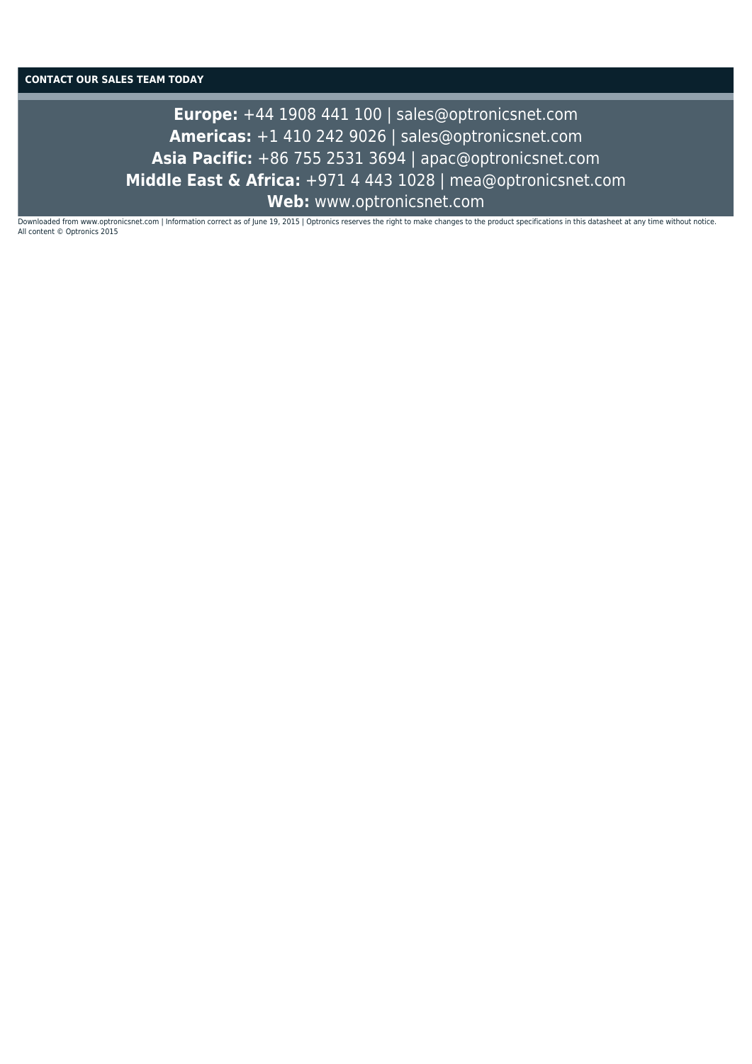## CONTACT OUR SALES TEAM TODAY

**Europe:** +44 1908 441 100 | sales@optronicsnet.com
**Americas:** +1 410 242 9026 | sales@optronicsnet.com
**Asia Pacific:** +86 755 2531 3694 | apac@optronicsnet.com
**Middle East & Africa:** +971 4 443 1028 | mea@optronicsnet.com
**Web:** www.optronicsnet.com

Downloaded from www.optronicsnet.com | Information correct as of June 19, 2015 | Optronics reserves the right to make changes to the product specifications in this datasheet at any time without notice.
All content © Optronics 2015